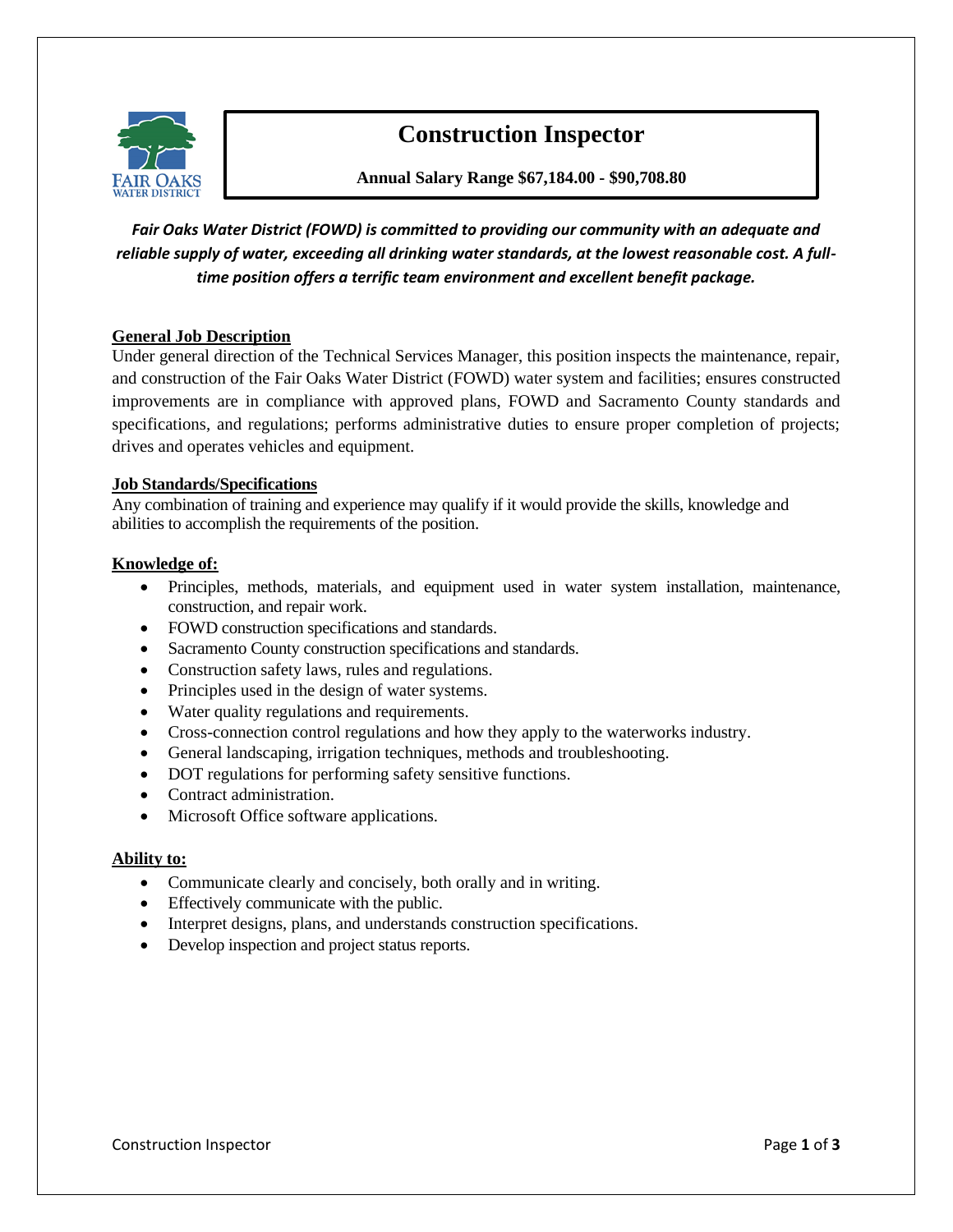# Construction Inspector

**Annual Salary Range $67,184.00 - $90,708.80**

***Fair Oaks Water District (FOWD) is committed to providing our community with an adequate and reliable supply of water, exceeding all drinking water standards, at the lowest reasonable cost. A full-time position offers a terrific team environment and excellent benefit package.***

## General Job Description

Under general direction of the Technical Services Manager, this position inspects the maintenance, repair, and construction of the Fair Oaks Water District (FOWD) water system and facilities; ensures constructed improvements are in compliance with approved plans, FOWD and Sacramento County standards and specifications, and regulations; performs administrative duties to ensure proper completion of projects; drives and operates vehicles and equipment.

## Job Standards/Specifications

Any combination of training and experience may qualify if it would provide the skills, knowledge and abilities to accomplish the requirements of the position.

## Knowledge of:

- Principles, methods, materials, and equipment used in water system installation, maintenance, construction, and repair work.
- FOWD construction specifications and standards.
- Sacramento County construction specifications and standards.
- Construction safety laws, rules and regulations.
- Principles used in the design of water systems.
- Water quality regulations and requirements.
- Cross-connection control regulations and how they apply to the waterworks industry.
- General landscaping, irrigation techniques, methods and troubleshooting.
- DOT regulations for performing safety sensitive functions.
- Contract administration.
- Microsoft Office software applications.

## Ability to:

- Communicate clearly and concisely, both orally and in writing.
- Effectively communicate with the public.
- Interpret designs, plans, and understands construction specifications.
- Develop inspection and project status reports.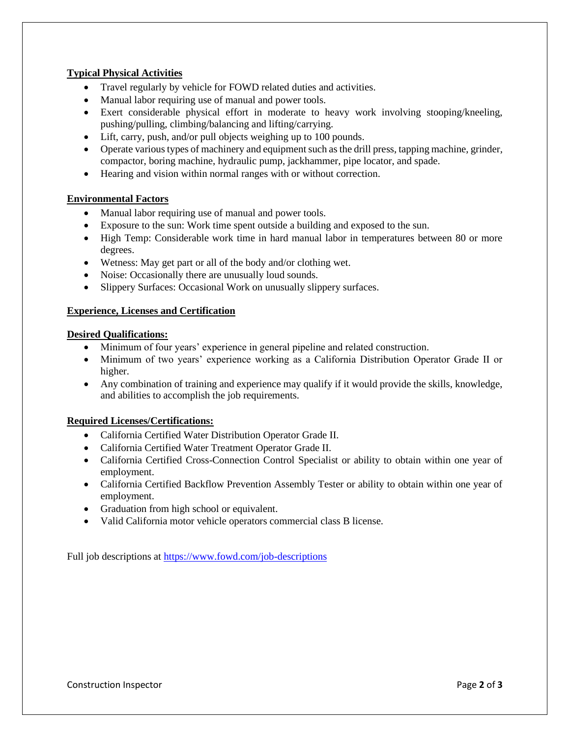**Typical Physical Activities**

- Travel regularly by vehicle for FOWD related duties and activities.
- Manual labor requiring use of manual and power tools.
- Exert considerable physical effort in moderate to heavy work involving stooping/kneeling, pushing/pulling, climbing/balancing and lifting/carrying.
- Lift, carry, push, and/or pull objects weighing up to 100 pounds.
- Operate various types of machinery and equipment such as the drill press, tapping machine, grinder, compactor, boring machine, hydraulic pump, jackhammer, pipe locator, and spade.
- Hearing and vision within normal ranges with or without correction.

**Environmental Factors**

- Manual labor requiring use of manual and power tools.
- Exposure to the sun: Work time spent outside a building and exposed to the sun.
- High Temp: Considerable work time in hard manual labor in temperatures between 80 or more degrees.
- Wetness: May get part or all of the body and/or clothing wet.
- Noise: Occasionally there are unusually loud sounds.
- Slippery Surfaces: Occasional Work on unusually slippery surfaces.

**Experience, Licenses and Certification**

**Desired Qualifications:**

- Minimum of four years' experience in general pipeline and related construction.
- Minimum of two years' experience working as a California Distribution Operator Grade II or higher.
- Any combination of training and experience may qualify if it would provide the skills, knowledge, and abilities to accomplish the job requirements.

**Required Licenses/Certifications:**

- California Certified Water Distribution Operator Grade II.
- California Certified Water Treatment Operator Grade II.
- California Certified Cross-Connection Control Specialist or ability to obtain within one year of employment.
- California Certified Backflow Prevention Assembly Tester or ability to obtain within one year of employment.
- Graduation from high school or equivalent.
- Valid California motor vehicle operators commercial class B license.

Full job descriptions at https://www.fowd.com/job-descriptions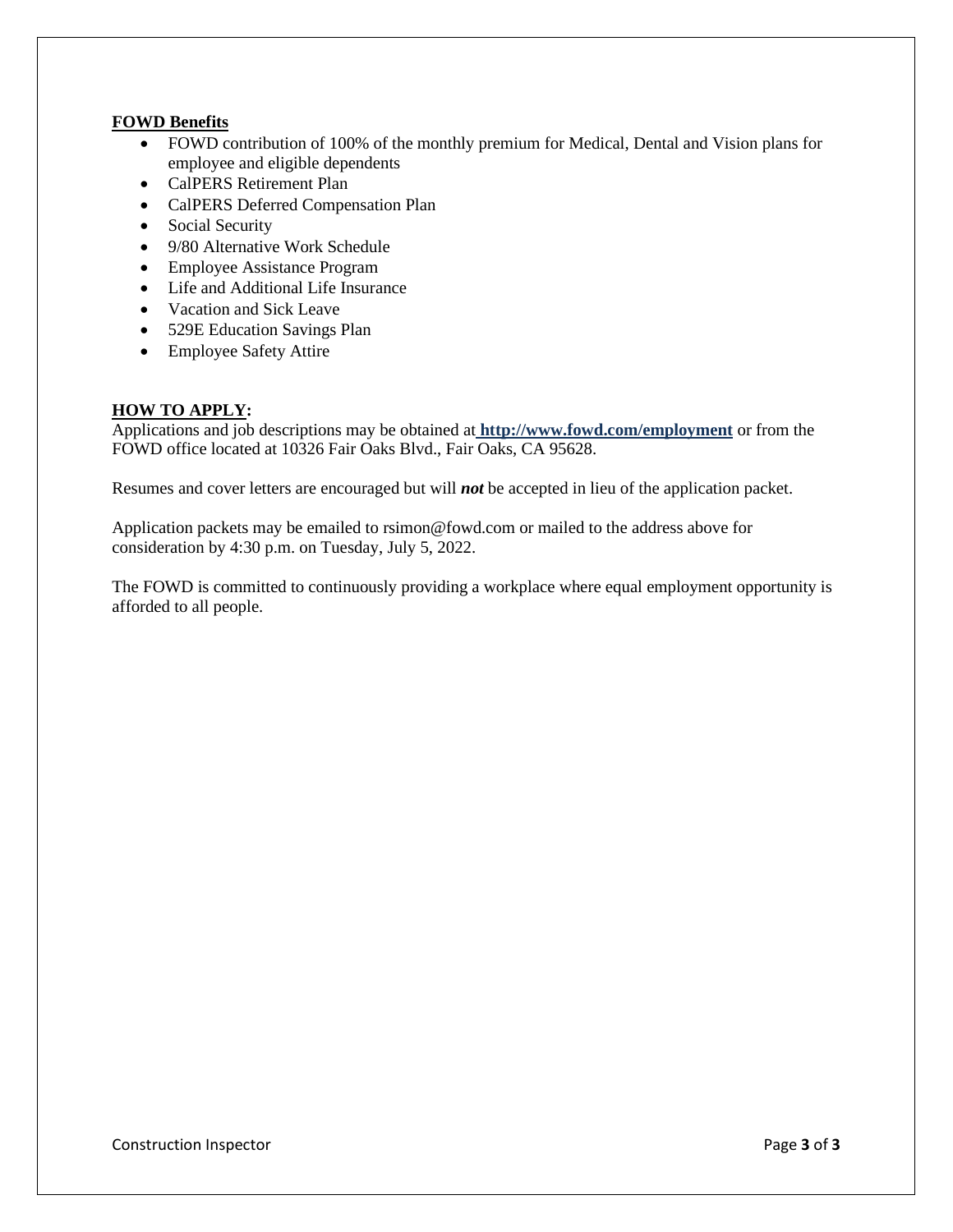## FOWD Benefits

- FOWD contribution of 100% of the monthly premium for Medical, Dental and Vision plans for employee and eligible dependents
- CalPERS Retirement Plan
- CalPERS Deferred Compensation Plan
- Social Security
- 9/80 Alternative Work Schedule
- Employee Assistance Program
- Life and Additional Life Insurance
- Vacation and Sick Leave
- 529E Education Savings Plan
- Employee Safety Attire

## HOW TO APPLY:

Applications and job descriptions may be obtained at **http://www.fowd.com/employment** or from the FOWD office located at 10326 Fair Oaks Blvd., Fair Oaks, CA 95628.

Resumes and cover letters are encouraged but will ***not*** be accepted in lieu of the application packet.

Application packets may be emailed to rsimon@fowd.com or mailed to the address above for consideration by 4:30 p.m. on Tuesday, July 5, 2022.

The FOWD is committed to continuously providing a workplace where equal employment opportunity is afforded to all people.